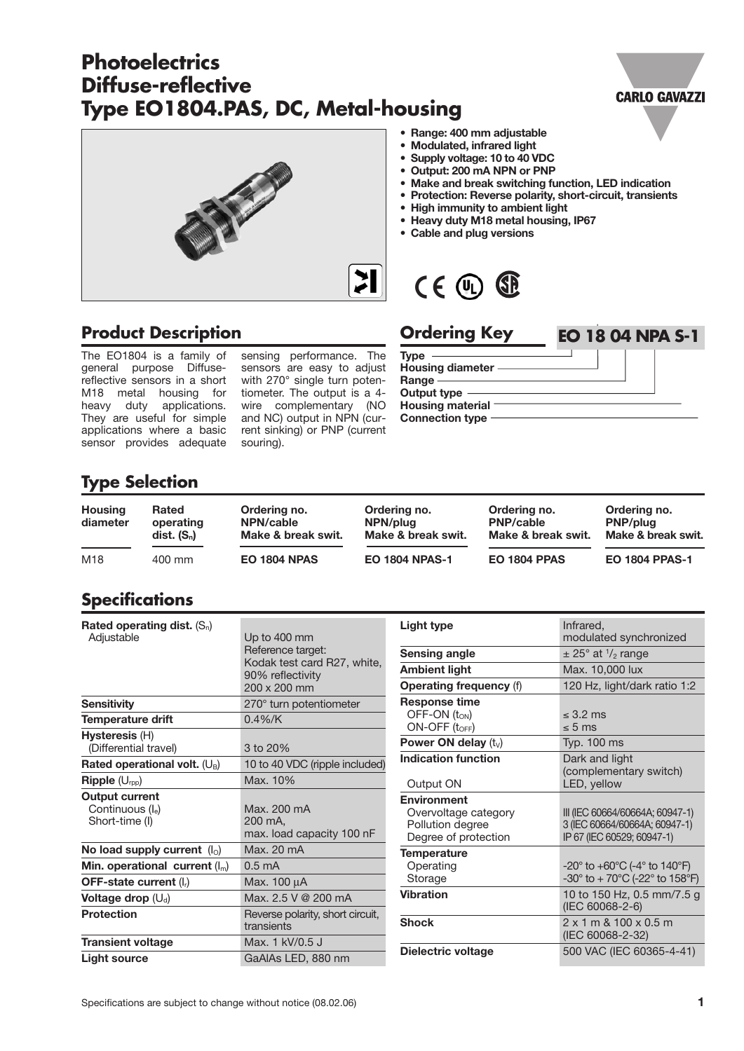# Photoelectrics Diffuse-reflective Type EO1804.PAS, DC, Metal-housing

- Range: 400 mm adjustable
- Modulated, infrared light
- Supply voltage: 10 to 40 VDC
- Output: 200 mA NPN or PNP
- Make and break switching function, LED indication
- Protection: Reverse polarity, short-circuit, transients
- High immunity to ambient light
- Heavy duty M18 metal housing, IP67
- Cable and plug versions

## Product Description

The EO1804 is a family of general purpose Diffuse-reflective sensors in a short M18 metal housing for heavy duty applications. They are useful for simple applications where a basic sensor provides adequate sensing performance. The sensors are easy to adjust with 270° single turn potentiometer. The output is a 4-wire complementary (NO and NC) output in NPN (current sinking) or PNP (current souring).

## Ordering Key

**EO 18 04 NPA S-1**

- Type
- Housing diameter
- Range
- Output type
- Housing material
- Connection type

## Type Selection

| Housing diameter | Rated operating dist. ($S_n$) | Ordering no. NPN/cable Make & break swit. | Ordering no. NPN/plug Make & break swit. | Ordering no. PNP/cable Make & break swit. | Ordering no. PNP/plug Make & break swit. |
|---|---|---|---|---|---|
| M18 | 400 mm | **EO 1804 NPAS** | **EO 1804 NPAS-1** | **EO 1804 PPAS** | **EO 1804 PPAS-1** |

## Specifications

| | |
|---|---|
| **Rated operating dist.** ($S_n$) Adjustable | Up to 400 mm Reference target: Kodak test card R27, white, 90% reflectivity 200 x 200 mm |
| **Sensitivity** | 270° turn potentiometer |
| **Temperature drift** | 0.4%/K |
| **Hysteresis** (H) (Differential travel) | 3 to 20% |
| **Rated operational volt.** ($U_B$) | 10 to 40 VDC (ripple included) |
| **Ripple** ($U_{rpp}$) | Max. 10% |
| **Output current** Continuous ($I_e$) Short-time (I) | Max. 200 mA 200 mA, max. load capacity 100 nF |
| **No load supply current** ($I_O$) | Max. 20 mA |
| **Min. operational current** ($I_m$) | 0.5 mA |
| **OFF-state current** ($I_r$) | Max. 100 µA |
| **Voltage drop** ($U_d$) | Max. 2.5 V @ 200 mA |
| **Protection** | Reverse polarity, short circuit, transients |
| **Transient voltage** | Max. 1 kV/0.5 J |
| **Light source** | GaAlAs LED, 880 nm |
| **Light type** | Infrared, modulated synchronized |
| **Sensing angle** | ± 25° at ½ range |
| **Ambient light** | Max. 10,000 lux |
| **Operating frequency** (f) | 120 Hz, light/dark ratio 1:2 |
| **Response time** OFF-ON ($t_{ON}$) ON-OFF ($t_{OFF}$) | ≤ 3.2 ms ≤ 5 ms |
| **Power ON delay** ($t_v$) | Typ. 100 ms |
| **Indication function** Output ON | Dark and light (complementary switch) LED, yellow |
| **Environment** Overvoltage category Pollution degree Degree of protection | III (IEC 60664/60664A; 60947-1) 3 (IEC 60664/60664A; 60947-1) IP 67 (IEC 60529; 60947-1) |
| **Temperature** Operating Storage | -20° to +60°C (-4° to 140°F) -30° to + 70°C (-22° to 158°F) |
| **Vibration** | 10 to 150 Hz, 0.5 mm/7.5 g (IEC 60068-2-6) |
| **Shock** | 2 x 1 m & 100 x 0.5 m (IEC 60068-2-32) |
| **Dielectric voltage** | 500 VAC (IEC 60365-4-41) |

Specifications are subject to change without notice (08.02.06)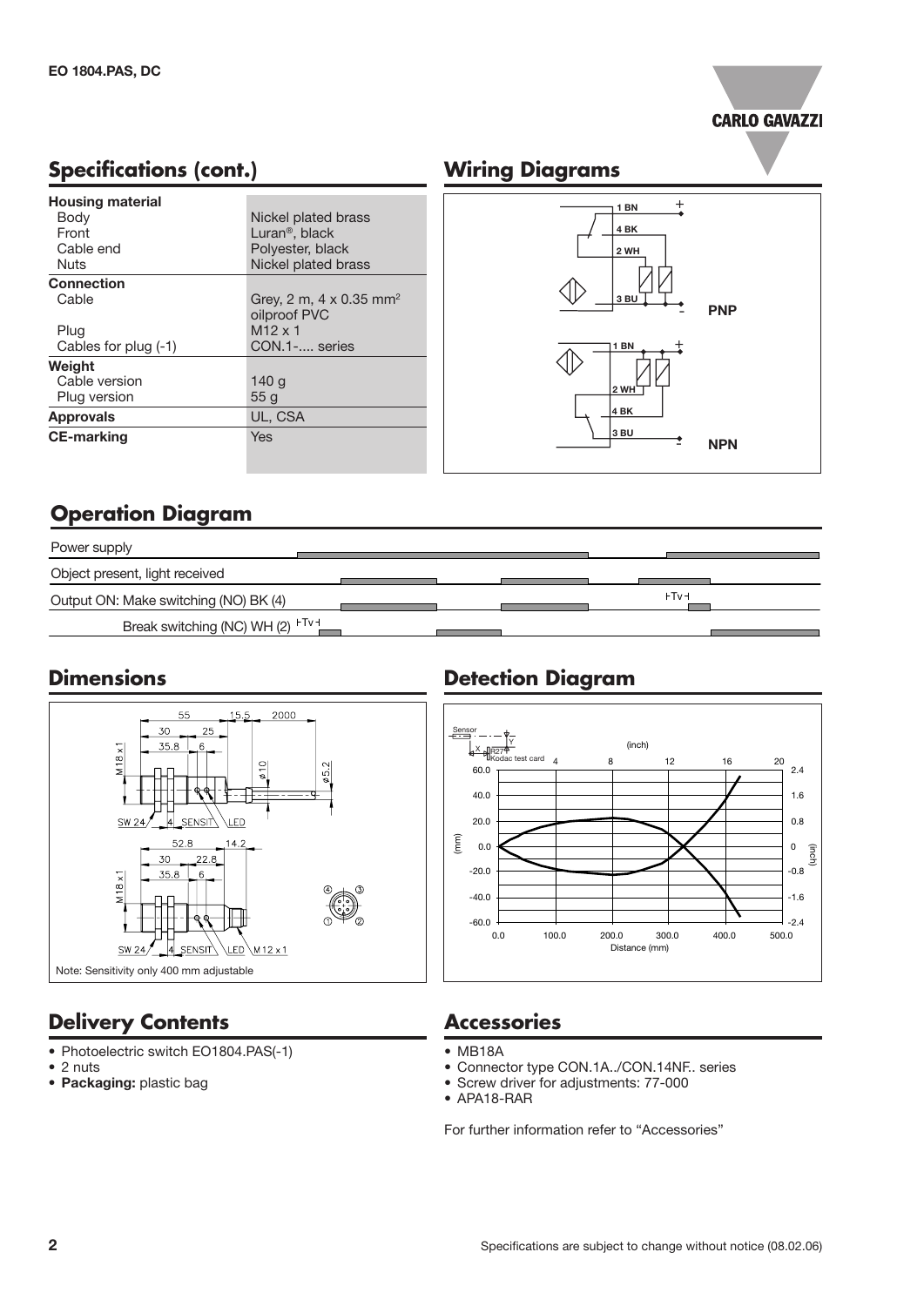## Specifications (cont.)

| | |
|---|---|
| **Housing material** | |
| Body | Nickel plated brass |
| Front | Luran®, black |
| Cable end | Polyester, black |
| Nuts | Nickel plated brass |
| **Connection** | |
| Cable | Grey, 2 m, 4 x 0.35 mm² oilproof PVC |
| Plug | M12 x 1 |
| Cables for plug (-1) | CON.1-.... series |
| **Weight** | |
| Cable version | 140 g |
| Plug version | 55 g |
| **Approvals** | UL, CSA |
| **CE-marking** | Yes |

## Wiring Diagrams

1 BN +
4 BK
2 WH
3 BU -
PNP

1 BN +
2 WH
4 BK
3 BU -
NPN

## Operation Diagram

Power supply

Object present, light received

Output ON: Make switching (NO) BK (4)

Break switching (NC) WH (2)

Tv

## Dimensions

55
30
25
15.5
2000
35.8
6
M18 x 1
ø10
ø5.2
SW 24
4
SENSIT
LED

52.8
14.2
30
22.8
35.8
6
M18 x 1
SW 24
4
SENSIT
LED
M12 x 1

Note: Sensitivity only 400 mm adjustable

## Detection Diagram

Sensor
X
Y
R27
Kodac test card
(inch)
4 8 12 16 20
60.0 40.0 20.0 0.0 -20.0 -40.0 -60.0
(mm)
2.4 1.6 0.8 0 -0.8 -1.6 -2.4
(inch)
0.0 100.0 200.0 300.0 400.0 500.0
Distance (mm)

## Delivery Contents

- Photoelectric switch EO1804.PAS(-1)
- 2 nuts
- **Packaging:** plastic bag

## Accessories

- MB18A
- Connector type CON.1A../CON.14NF.. series
- Screw driver for adjustments: 77-000
- APA18-RAR

For further information refer to "Accessories"